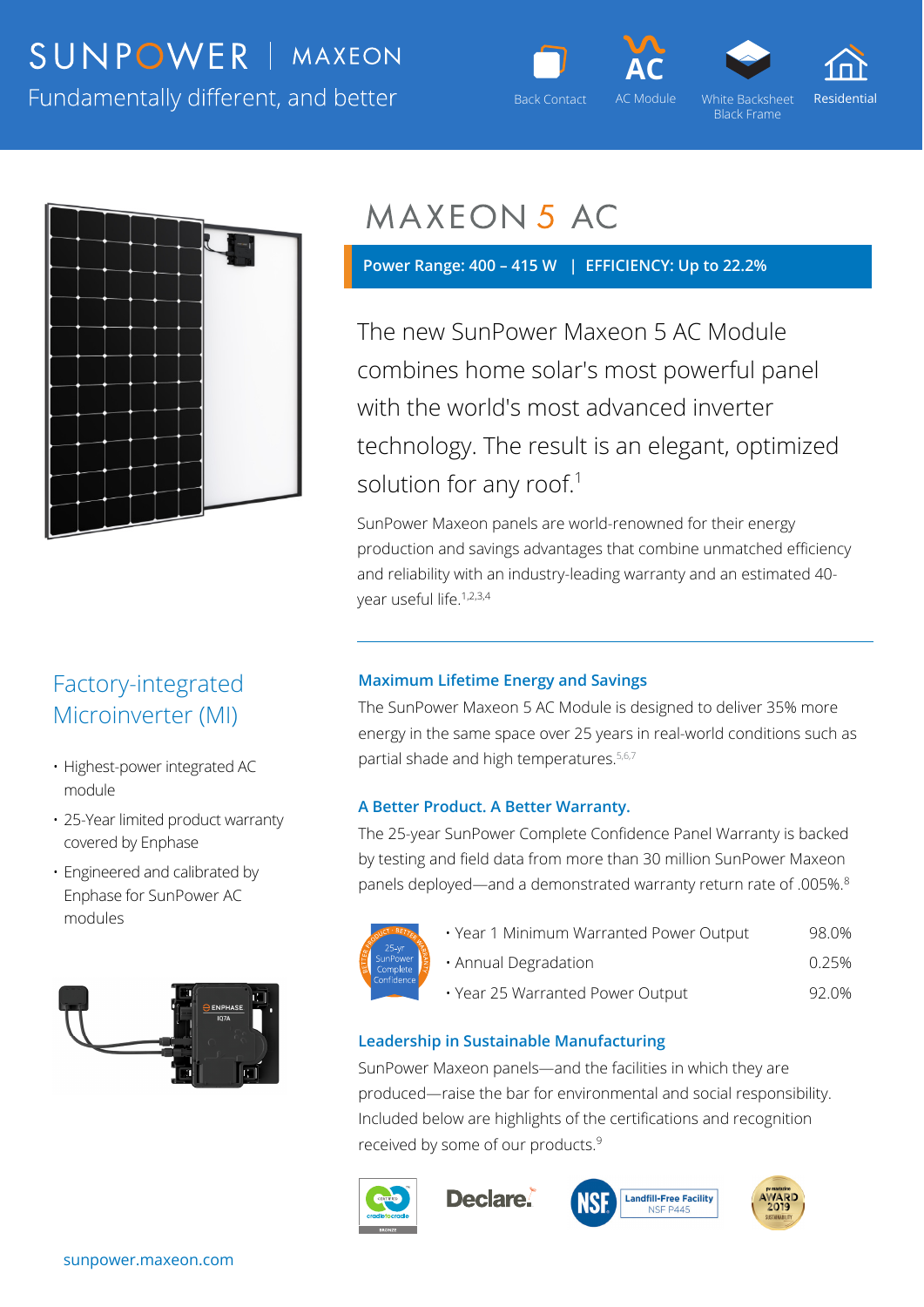SUNPOWER | MAXEON

Fundamentally different, and better

Back Contact | AC Module | White Backsheet Black Frame | Residential

# MAXEON 5 AC

**Power Range: 400 – 415 W | EFFICIENCY: Up to 22.2%**

The new SunPower Maxeon 5 AC Module combines home solar's most powerful panel with the world's most advanced inverter technology. The result is an elegant, optimized solution for any roof.[1]

SunPower Maxeon panels are world-renowned for their energy production and savings advantages that combine unmatched efficiency and reliability with an industry-leading warranty and an estimated 40-year useful life.[1,2,3,4]

## Factory-integrated Microinverter (MI)

- Highest-power integrated AC module
- 25-Year limited product warranty covered by Enphase
- Engineered and calibrated by Enphase for SunPower AC modules

### Maximum Lifetime Energy and Savings

The SunPower Maxeon 5 AC Module is designed to deliver 35% more energy in the same space over 25 years in real-world conditions such as partial shade and high temperatures.[5,6,7]

### A Better Product. A Better Warranty.

The 25-year SunPower Complete Confidence Panel Warranty is backed by testing and field data from more than 30 million SunPower Maxeon panels deployed—and a demonstrated warranty return rate of .005%.[8]

| | |
|---|---|
| Year 1 Minimum Warranted Power Output | 98.0% |
| Annual Degradation | 0.25% |
| Year 25 Warranted Power Output | 92.0% |

### Leadership in Sustainable Manufacturing

SunPower Maxeon panels—and the facilities in which they are produced—raise the bar for environmental and social responsibility. Included below are highlights of the certifications and recognition received by some of our products.[9]

sunpower.maxeon.com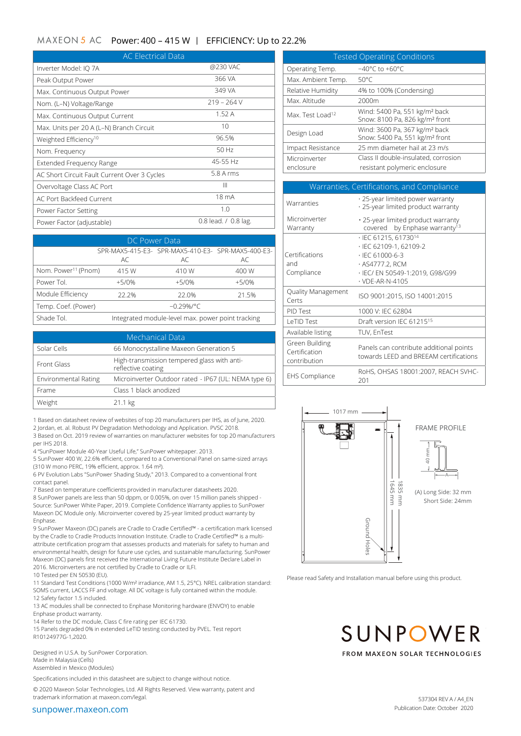# MAXEON 5 AC Power: 400 – 415 W | EFFICIENCY: Up to 22.2%

| AC Electrical Data | |
|---|---|
| Inverter Model: IQ 7A | @230 VAC |
| Peak Output Power | 366 VA |
| Max. Continuous Output Power | 349 VA |
| Nom. (L–N) Voltage/Range | 219 – 264 V |
| Max. Continuous Output Current | 1.52 A |
| Max. Units per 20 A (L–N) Branch Circuit | 10 |
| Weighted Efficiency[10] | 96.5% |
| Nom. Frequency | 50 Hz |
| Extended Frequency Range | 45-55 Hz |
| AC Short Circuit Fault Current Over 3 Cycles | 5.8 A rms |
| Overvoltage Class AC Port | III |
| AC Port Backfeed Current | 18 mA |
| Power Factor Setting | 1.0 |
| Power Factor (adjustable) | 0.8 lead. / 0.8 lag. |

| DC Power Data | SPR-MAX5-415-E3-AC | SPR-MAX5-410-E3-AC | SPR-MAX5-400-E3-AC |
|---|---|---|---|
| Nom. Power[11] (Pnom) | 415 W | 410 W | 400 W |
| Power Tol. | +5/0% | +5/0% | +5/0% |
| Module Efficiency | 22.2% | 22.0% | 21.5% |
| Temp. Coef. (Power) | −0.29%/°C | | |
| Shade Tol. | Integrated module-level max. power point tracking | | |

| Mechanical Data | |
|---|---|
| Solar Cells | 66 Monocrystalline Maxeon Generation 5 |
| Front Glass | High-transmission tempered glass with anti-reflective coating |
| Environmental Rating | Microinverter Outdoor rated - IP67 (UL: NEMA type 6) |
| Frame | Class 1 black anodized |
| Weight | 21.1 kg |

1 Based on datasheet review of websites of top 20 manufacturers per IHS, as of June, 2020.
2 Jordan, et. al. Robust PV Degradation Methodology and Application. PVSC 2018.
3 Based on Oct. 2019 review of warranties on manufacturer websites for top 20 manufacturers per IHS 2018.
4 "SunPower Module 40-Year Useful Life," SunPower whitepaper. 2013.
5 SunPower 400 W, 22.6% efficient, compared to a Conventional Panel on same-sized arrays (310 W mono PERC, 19% efficient, approx. 1.64 m²).
6 PV Evolution Labs "SunPower Shading Study," 2013. Compared to a conventional front contact panel.
7 Based on temperature coefficients provided in manufacturer datasheets 2020.
8 SunPower panels are less than 50 dppm, or 0.005%, on over 15 million panels shipped - Source: SunPower White Paper, 2019. Complete Confidence Warranty applies to SunPower Maxeon DC Module only. Microinverter covered by 25-year limited product warranty by Enphase.
9 SunPower Maxeon (DC) panels are Cradle to Cradle Certified™ - a certification mark licensed by the Cradle to Cradle Products Innovation Institute. Cradle to Cradle Certified™ is a multi-attribute certification program that assesses products and materials for safety to human and environmental health, design for future use cycles, and sustainable manufacturing. SunPower Maxeon (DC) panels first received the International Living Future Institute Declare Label in 2016. Microinverters are not certified by Cradle to Cradle or ILFI.
10 Tested per EN 50530 (EU).
11 Standard Test Conditions (1000 W/m² irradiance, AM 1.5, 25°C). NREL calibration standard: SOMS current, LACCS FF and voltage. All DC voltage is fully contained within the module.
12 Safety factor 1.5 included.
13 AC modules shall be connected to Enphase Monitoring hardware (ENVOY) to enable Enphase product warranty.
14 Refer to the DC module, Class C fire rating per IEC 61730.
15 Panels degraded 0% in extended LeTID testing conducted by PVEL. Test report R10124977G-1,2020.

Designed in U.S.A. by SunPower Corporation.
Made in Malaysia (Cells)
Assembled in Mexico (Modules)

Specifications included in this datasheet are subject to change without notice.

© 2020 Maxeon Solar Technologies, Ltd. All Rights Reserved. View warranty, patent and trademark information at maxeon.com/legal.

| Tested Operating Conditions | |
|---|---|
| Operating Temp. | −40°C to +60°C |
| Max. Ambient Temp. | 50°C |
| Relative Humidity | 4% to 100% (Condensing) |
| Max. Altitude | 2000m |
| Max. Test Load[12] | Wind: 5400 Pa, 551 kg/m² back<br>Snow: 8100 Pa, 826 kg/m² front |
| Design Load | Wind: 3600 Pa, 367 kg/m² back<br>Snow: 5400 Pa, 551 kg/m² front |
| Impact Resistance | 25 mm diameter hail at 23 m/s |
| Microinverter enclosure | Class II double-insulated, corrosion resistant polymeric enclosure |

| Warranties, Certifications, and Compliance | |
|---|---|
| Warranties | • 25-year limited power warranty<br>• 25-year limited product warranty |
| Microinverter Warranty | • 25-year limited product warranty covered by Enphase warranty[13] |
| Certifications and Compliance | • IEC 61215, 61730[14]<br>• IEC 62109-1, 62109-2<br>• IEC 61000-6-3<br>• AS4777.2, RCM<br>• IEC/ EN 50549-1:2019, G98/G99<br>• VDE-AR-N-4105 |
| Quality Management Certs | ISO 9001:2015, ISO 14001:2015 |
| PID Test | 1000 V: IEC 62804 |
| LeTID Test | Draft version IEC 61215[15] |
| Available listing | TUV, EnTest |
| Green Building Certification contribution | Panels can contribute additional points towards LEED and BREEAM certifications |
| EHS Compliance | RoHS, OHSAS 18001:2007, REACH SVHC-201 |

1017 mm
1835 mm
1645 mm
Ground Holes

FRAME PROFILE
40 mm
A
(A) Long Side: 32 mm
Short Side: 24mm

Please read Safety and Installation manual before using this product.

SUNPOWER
FROM MAXEON SOLAR TECHNOLOGIES

sunpower.maxeon.com

537304 REV A / A4_EN
Publication Date: October 2020